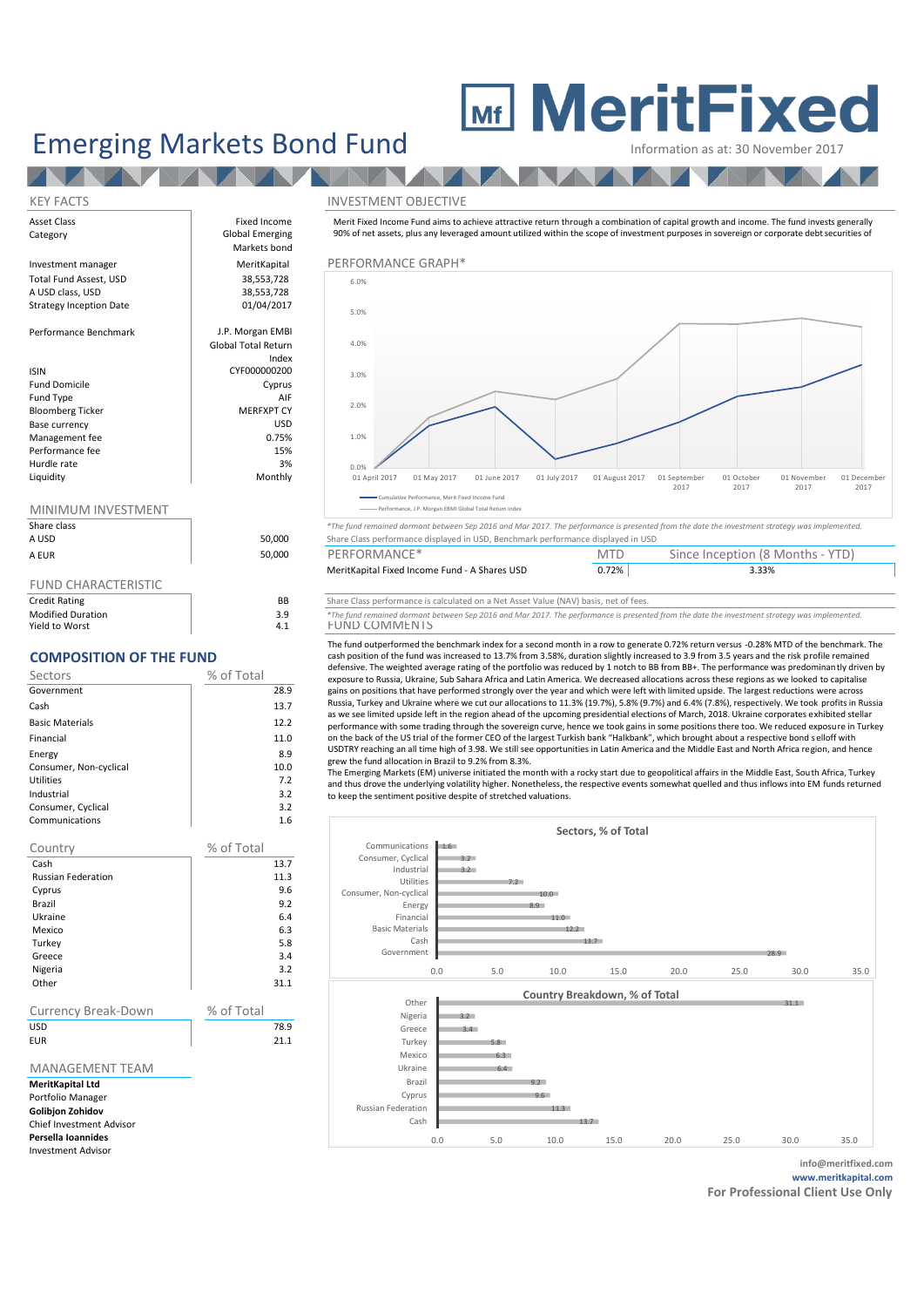# Emerging Markets Bond Fund

**MeritFixed**

Information as at: 30 November 2017

## KEY FACTS

| | |
|---|---|
| Asset Class | Fixed Income |
| Category | Global Emerging Markets bond |
| Investment manager | MeritKapital |
| Total Fund Assets, USD | 38,553,728 |
| A USD class, USD | 38,553,728 |
| Strategy Inception Date | 01/04/2017 |
| Performance Benchmark | J.P. Morgan EMBI Global Total Return Index |
| ISIN | CYF000000200 |
| Fund Domicile | Cyprus |
| Fund Type | AIF |
| Bloomberg Ticker | MERFXPT CY |
| Base currency | USD |
| Management fee | 0.75% |
| Performance fee | 15% |
| Hurdle rate | 3% |
| Liquidity | Monthly |

## MINIMUM INVESTMENT

| Share class | |
|---|---|
| A USD | 50,000 |
| A EUR | 50,000 |

## FUND CHARACTERISTIC

| | |
|---|---|
| Credit Rating | BB |
| Modified Duration | 3.9 |
| Yield to Worst | 4.1 |

## COMPOSITION OF THE FUND

| Sectors | % of Total |
|---|---|
| Government | 28.9 |
| Cash | 13.7 |
| Basic Materials | 12.2 |
| Financial | 11.0 |
| Energy | 8.9 |
| Consumer, Non-cyclical | 10.0 |
| Utilities | 7.2 |
| Industrial | 3.2 |
| Consumer, Cyclical | 3.2 |
| Communications | 1.6 |

| Country | % of Total |
|---|---|
| Cash | 13.7 |
| Russian Federation | 11.3 |
| Cyprus | 9.6 |
| Brazil | 9.2 |
| Ukraine | 6.4 |
| Mexico | 6.3 |
| Turkey | 5.8 |
| Greece | 3.4 |
| Nigeria | 3.2 |
| Other | 31.1 |

| Currency Break-Down | % of Total |
|---|---|
| USD | 78.9 |
| EUR | 21.1 |

## MANAGEMENT TEAM

**MeritKapital Ltd**
Portfolio Manager

**Golibjon Zohidov**
Chief Investment Advisor

**Persella Ioannides**
Investment Advisor

## INVESTMENT OBJECTIVE

Merit Fixed Income Fund aims to achieve attractive return through a combination of capital growth and income. The fund invests generally 90% of net assets, plus any leveraged amount utilized within the scope of investment purposes in sovereign or corporate debt securities of

## PERFORMANCE GRAPH*

Cumulative Performance, Merit Fixed Income Fund
Performance, J.P. Morgan EMBI Global Total Return Index

*The fund remained dormant between Sep 2016 and Mar 2017. The performance is presented from the date the investment strategy was implemented.*

Share Class performance displayed in USD, Benchmark performance displayed in USD

| PERFORMANCE* | MTD | Since Inception (8 Months - YTD) |
|---|---|---|
| MeritKapital Fixed Income Fund - A Shares USD | 0.72% | 3.33% |

Share Class performance is calculated on a Net Asset Value (NAV) basis, net of fees.

*The fund remained dormant between Sep 2016 and Mar 2017. The performance is presented from the date the investment strategy was implemented.*

## FUND COMMENTS

The fund outperformed the benchmark index for a second month in a row to generate 0.72% return versus -0.28% MTD of the benchmark. The cash position of the fund was increased to 13.7% from 3.58%, duration slightly increased to 3.9 from 3.5 years and the risk profile remained defensive. The weighted average rating of the portfolio was reduced by 1 notch to BB from BB+. The performance was predominantly driven by exposure to Russia, Ukraine, Sub Sahara Africa and Latin America. We decreased allocations across these regions as we looked to capitalise gains on positions that have performed strongly over the year and which were left with limited upside. The largest reductions were across Russia, Turkey and Ukraine where we cut our allocations to 11.3% (19.7%), 5.8% (9.7%) and 6.4% (7.8%), respectively. We took profits in Russia as we see limited upside left in the region ahead of the upcoming presidential elections of March, 2018. Ukraine corporates exhibited stellar performance with some trading through the sovereign curve, hence we took gains in some positions there too. We reduced exposure in Turkey on the back of the US trial of the former CEO of the largest Turkish bank "Halkbank", which brought about a respective bond s elloff with USDTRY reaching an all time high of 3.98. We still see opportunities in Latin America and the Middle East and North Africa region, and hence grew the fund allocation in Brazil to 9.2% from 8.3%.

The Emerging Markets (EM) universe initiated the month with a rocky start due to geopolitical affairs in the Middle East, South Africa, Turkey and thus drove the underlying volatility higher. Nonetheless, the respective events somewhat quelled and thus inflows into EM funds returned to keep the sentiment positive despite of stretched valuations.

**Sectors, % of Total**

**Country Breakdown, % of Total**

**info@meritfixed.com**
**www.meritkapital.com**
**For Professional Client Use Only**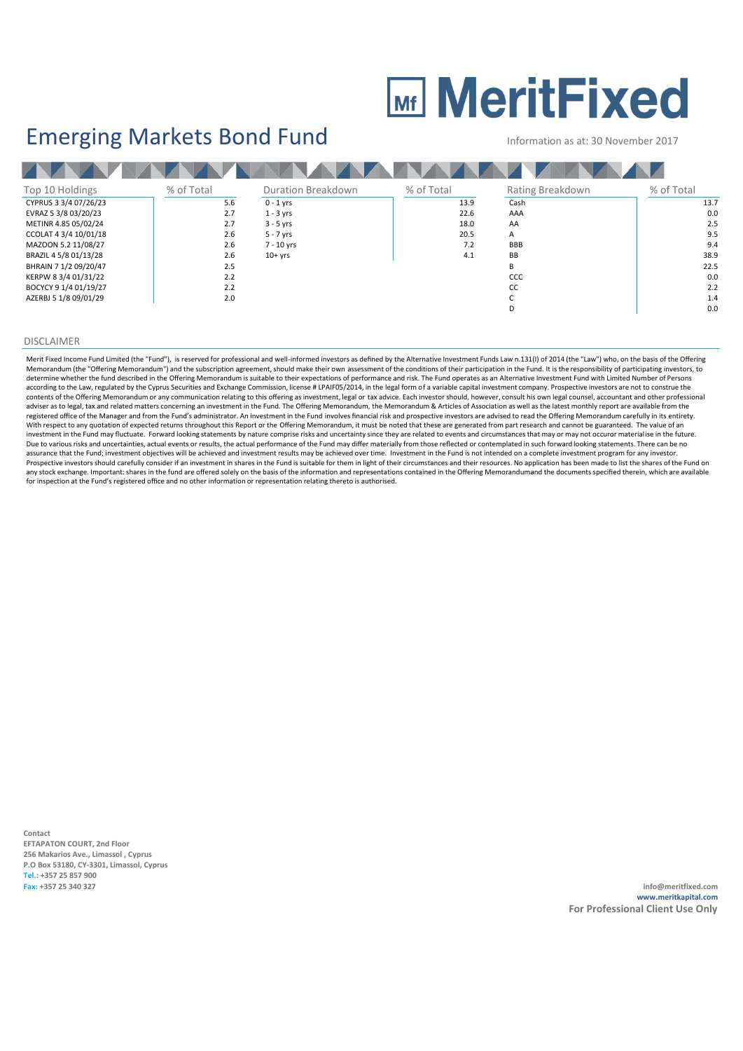# MeritFixed

## Emerging Markets Bond Fund

Information as at: 30 November 2017

| Top 10 Holdings | % of Total | Duration Breakdown | % of Total | Rating Breakdown | % of Total |
|---|---|---|---|---|---|
| CYPRUS 3 3/4 07/26/23 | 5.6 | 0 - 1 yrs | 13.9 | Cash | 13.7 |
| EVRAZ 5 3/8 03/20/23 | 2.7 | 1 - 3 yrs | 22.6 | AAA | 0.0 |
| METINR 4.85 05/02/24 | 2.7 | 3 - 5 yrs | 18.0 | AA | 2.5 |
| CCOLAT 4 3/4 10/01/18 | 2.6 | 5 - 7 yrs | 20.5 | A | 9.5 |
| MAZOON 5.2 11/08/27 | 2.6 | 7 - 10 yrs | 7.2 | BBB | 9.4 |
| BRAZIL 4 5/8 01/13/28 | 2.6 | 10+ yrs | 4.1 | BB | 38.9 |
| BHRAIN 7 1/2 09/20/47 | 2.5 | | | B | 22.5 |
| KERPW 8 3/4 01/31/22 | 2.2 | | | CCC | 0.0 |
| BOCYCY 9 1/4 01/19/27 | 2.2 | | | CC | 2.2 |
| AZERBJ 5 1/8 09/01/29 | 2.0 | | | C | 1.4 |
| | | | | D | 0.0 |

### DISCLAIMER

Merit Fixed Income Fund Limited (the "Fund"), is reserved for professional and well-informed investors as defined by the Alternative Investment Funds Law n.131(I) of 2014 (the "Law") who, on the basis of the Offering Memorandum (the "Offering Memorandum") and the subscription agreement, should make their own assessment of the conditions of their participation in the Fund. It is the responsibility of participating investors, to determine whether the fund described in the Offering Memorandum is suitable to their expectations of performance and risk. The Fund operates as an Alternative Investment Fund with Limited Number of Persons according to the Law, regulated by the Cyprus Securities and Exchange Commission, license # LPAIF05/2014, in the legal form of a variable capital investment company. Prospective investors are not to construe the contents of the Offering Memorandum or any communication relating to this offering as investment, legal or tax advice. Each investor should, however, consult his own legal counsel, accountant and other professional adviser as to legal, tax and related matters concerning an investment in the Fund. The Offering Memorandum, the Memorandum & Articles of Association as well as the latest monthly report are available from the registered office of the Manager and from the Fund's administrator. An investment in the Fund involves financial risk and prospective investors are advised to read the Offering Memorandum carefully in its entirety. With respect to any quotation of expected returns throughout this Report or the Offering Memorandum, it must be noted that these are generated from part research and cannot be guaranteed. The value of an investment in the Fund may fluctuate. Forward looking statements by nature comprise risks and uncertainty since they are related to events and circumstances that may or may not occuror materialise in the future. Due to various risks and uncertainties, actual events or results, the actual performance of the Fund may differ materially from those reflected or contemplated in such forward looking statements. There can be no assurance that the Fund; investment objectives will be achieved and investment results may be achieved over time. Investment in the Fund is not intended on a complete investment program for any investor. Prospective investors should carefully consider if an investment in shares in the Fund is suitable for them in light of their circumstances and their resources. No application has been made to list the shares of the Fund on any stock exchange. Important: shares in the fund are offered solely on the basis of the information and representations contained in the Offering Memorandumand the documents specified therein, which are available for inspection at the Fund's registered office and no other information or representation relating thereto is authorised.

**Contact**
**EFTAPATON COURT, 2nd Floor**
**256 Makarios Ave., Limassol , Cyprus**
**P.O Box 53180, CY-3301, Limassol, Cyprus**
**Tel.: +357 25 857 900**
**Fax: +357 25 340 327**

**info@meritfixed.com**
**www.meritkapital.com**
**For Professional Client Use Only**